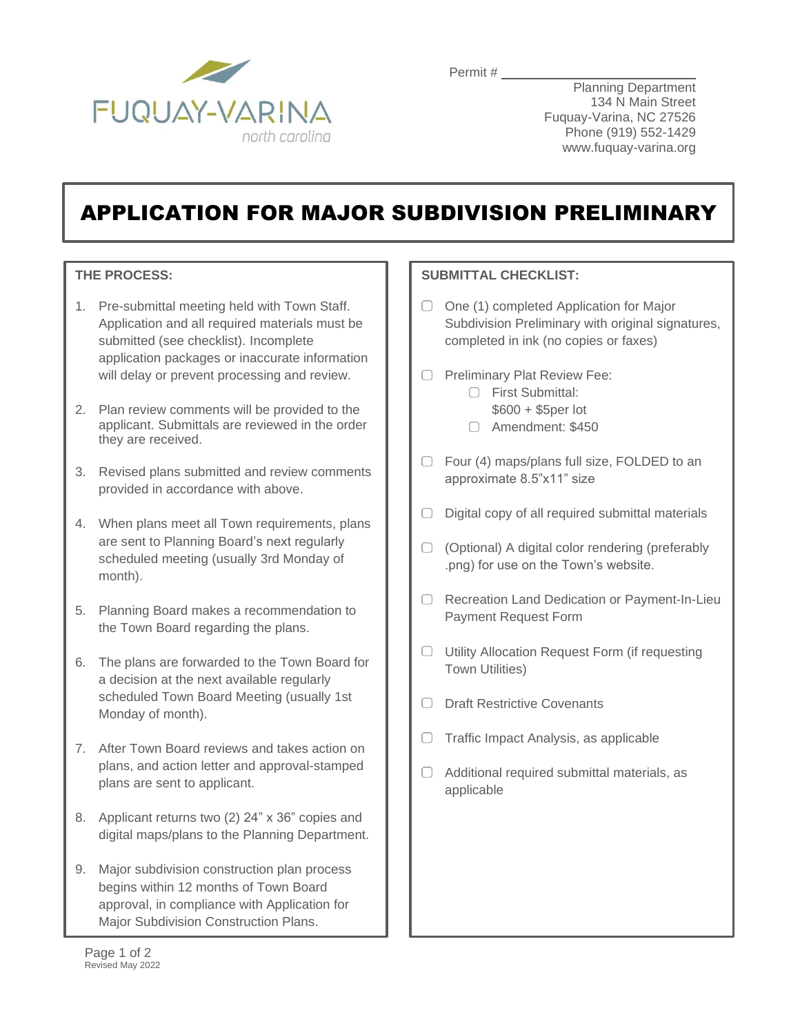FUQUAY-VARINA
north carolina

Permit # ____________________

Planning Department
134 N Main Street
Fuquay-Varina, NC 27526
Phone (919) 552-1429
www.fuquay-varina.org

# APPLICATION FOR MAJOR SUBDIVISION PRELIMINARY

## THE PROCESS:

1. Pre-submittal meeting held with Town Staff. Application and all required materials must be submitted (see checklist). Incomplete application packages or inaccurate information will delay or prevent processing and review.
2. Plan review comments will be provided to the applicant. Submittals are reviewed in the order they are received.
3. Revised plans submitted and review comments provided in accordance with above.
4. When plans meet all Town requirements, plans are sent to Planning Board's next regularly scheduled meeting (usually 3rd Monday of month).
5. Planning Board makes a recommendation to the Town Board regarding the plans.
6. The plans are forwarded to the Town Board for a decision at the next available regularly scheduled Town Board Meeting (usually 1st Monday of month).
7. After Town Board reviews and takes action on plans, and action letter and approval-stamped plans are sent to applicant.
8. Applicant returns two (2) 24" x 36" copies and digital maps/plans to the Planning Department.
9. Major subdivision construction plan process begins within 12 months of Town Board approval, in compliance with Application for Major Subdivision Construction Plans.

## SUBMITTAL CHECKLIST:

- ☐ One (1) completed Application for Major Subdivision Preliminary with original signatures, completed in ink (no copies or faxes)
- ☐ Preliminary Plat Review Fee:
  - ☐ First Submittal: $600 + $5per lot
  - ☐ Amendment: $450
- ☐ Four (4) maps/plans full size, FOLDED to an approximate 8.5"x11" size
- ☐ Digital copy of all required submittal materials
- ☐ (Optional) A digital color rendering (preferably .png) for use on the Town's website.
- ☐ Recreation Land Dedication or Payment-In-Lieu Payment Request Form
- ☐ Utility Allocation Request Form (if requesting Town Utilities)
- ☐ Draft Restrictive Covenants
- ☐ Traffic Impact Analysis, as applicable
- ☐ Additional required submittal materials, as applicable

Revised May 2022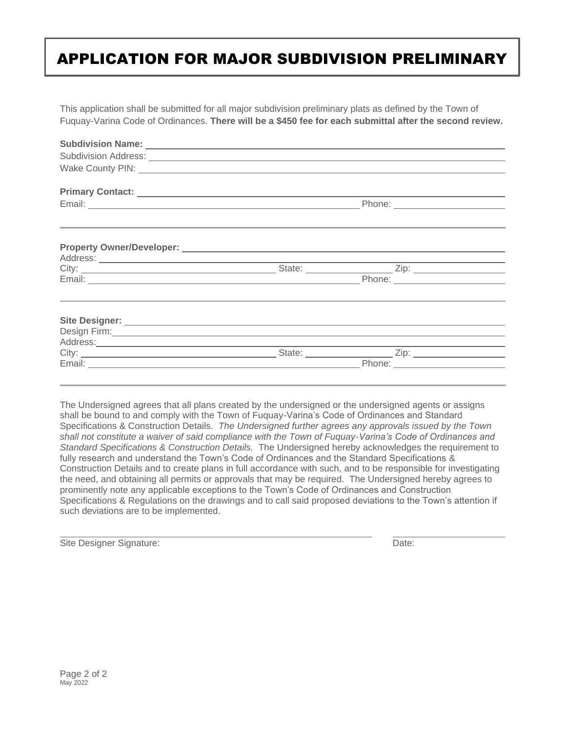# APPLICATION FOR MAJOR SUBDIVISION PRELIMINARY

This application shall be submitted for all major subdivision preliminary plats as defined by the Town of Fuquay-Varina Code of Ordinances. **There will be a $450 fee for each submittal after the second review.**

**Subdivision Name:** \_\_\_\_\_\_\_\_\_\_\_\_\_\_\_\_\_\_\_\_\_\_\_\_\_\_\_\_\_\_\_\_\_\_\_\_\_\_\_\_

Subdivision Address: \_\_\_\_\_\_\_\_\_\_\_\_\_\_\_\_\_\_\_\_\_\_\_\_\_\_\_\_\_\_\_\_\_\_\_\_\_\_\_\_

Wake County PIN: \_\_\_\_\_\_\_\_\_\_\_\_\_\_\_\_\_\_\_\_\_\_\_\_\_\_\_\_\_\_\_\_\_\_\_\_\_\_\_\_

**Primary Contact:** \_\_\_\_\_\_\_\_\_\_\_\_\_\_\_\_\_\_\_\_\_\_\_\_\_\_\_\_\_\_\_\_\_\_\_\_\_\_\_\_

Email: \_\_\_\_\_\_\_\_\_\_\_\_\_\_\_\_\_\_\_\_\_\_\_\_\_\_\_\_ Phone: \_\_\_\_\_\_\_\_\_\_\_\_\_\_\_\_

---

**Property Owner/Developer:** \_\_\_\_\_\_\_\_\_\_\_\_\_\_\_\_\_\_\_\_\_\_\_\_\_\_\_\_\_\_\_\_\_\_\_\_\_\_\_\_

Address: \_\_\_\_\_\_\_\_\_\_\_\_\_\_\_\_\_\_\_\_\_\_\_\_\_\_\_\_\_\_\_\_\_\_\_\_\_\_\_\_

City: \_\_\_\_\_\_\_\_\_\_\_\_\_\_\_\_\_\_\_\_ State: \_\_\_\_\_\_\_\_\_\_ Zip: \_\_\_\_\_\_\_\_\_\_

Email: \_\_\_\_\_\_\_\_\_\_\_\_\_\_\_\_\_\_\_\_\_\_\_\_\_\_\_\_ Phone: \_\_\_\_\_\_\_\_\_\_\_\_\_\_\_\_

---

**Site Designer:** \_\_\_\_\_\_\_\_\_\_\_\_\_\_\_\_\_\_\_\_\_\_\_\_\_\_\_\_\_\_\_\_\_\_\_\_\_\_\_\_

Design Firm: \_\_\_\_\_\_\_\_\_\_\_\_\_\_\_\_\_\_\_\_\_\_\_\_\_\_\_\_\_\_\_\_\_\_\_\_\_\_\_\_

Address: \_\_\_\_\_\_\_\_\_\_\_\_\_\_\_\_\_\_\_\_\_\_\_\_\_\_\_\_\_\_\_\_\_\_\_\_\_\_\_\_

City: \_\_\_\_\_\_\_\_\_\_\_\_\_\_\_\_\_\_\_\_ State: \_\_\_\_\_\_\_\_\_\_ Zip: \_\_\_\_\_\_\_\_\_\_

Email: \_\_\_\_\_\_\_\_\_\_\_\_\_\_\_\_\_\_\_\_\_\_\_\_\_\_\_\_ Phone: \_\_\_\_\_\_\_\_\_\_\_\_\_\_\_\_

---

The Undersigned agrees that all plans created by the undersigned or the undersigned agents or assigns shall be bound to and comply with the Town of Fuquay-Varina's Code of Ordinances and Standard Specifications & Construction Details. *The Undersigned further agrees any approvals issued by the Town shall not constitute a waiver of said compliance with the Town of Fuquay-Varina's Code of Ordinances and Standard Specifications & Construction Details.* The Undersigned hereby acknowledges the requirement to fully research and understand the Town's Code of Ordinances and the Standard Specifications & Construction Details and to create plans in full accordance with such, and to be responsible for investigating the need, and obtaining all permits or approvals that may be required. The Undersigned hereby agrees to prominently note any applicable exceptions to the Town's Code of Ordinances and Construction Specifications & Regulations on the drawings and to call said proposed deviations to the Town's attention if such deviations are to be implemented.

\_\_\_\_\_\_\_\_\_\_\_\_\_\_\_\_\_\_\_\_\_\_\_\_\_\_\_\_\_\_\_\_ \_\_\_\_\_\_\_\_\_\_\_\_\_\_\_\_

Site Designer Signature: Date:

May 2022